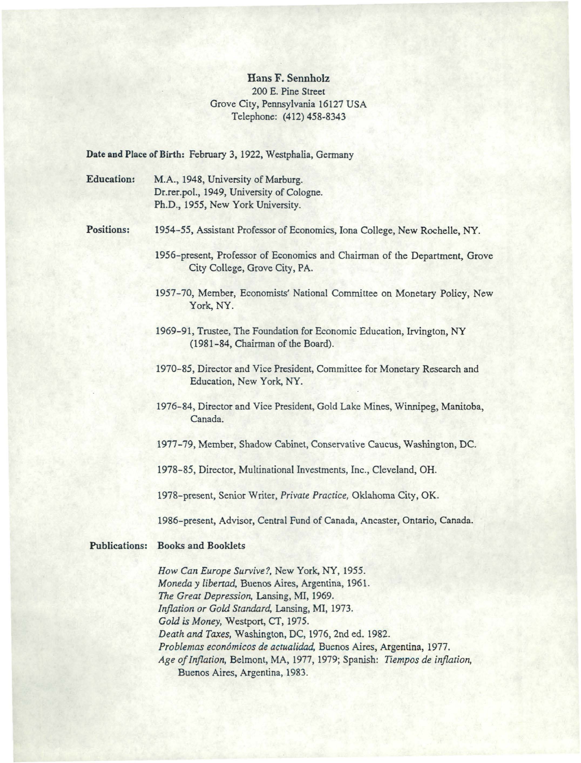# Hans F. Sennholz

200 E. Pine Street
Grove City, Pennsylvania 16127 USA
Telephone: (412) 458-8343

**Date and Place of Birth:** February 3, 1922, Westphalia, Germany

**Education:**

M.A., 1948, University of Marburg.
Dr.rer.pol., 1949, University of Cologne.
Ph.D., 1955, New York University.

**Positions:**

1954-55, Assistant Professor of Economics, Iona College, New Rochelle, NY.

1956-present, Professor of Economics and Chairman of the Department, Grove City College, Grove City, PA.

1957-70, Member, Economists' National Committee on Monetary Policy, New York, NY.

1969-91, Trustee, The Foundation for Economic Education, Irvington, NY (1981-84, Chairman of the Board).

1970-85, Director and Vice President, Committee for Monetary Research and Education, New York, NY.

1976-84, Director and Vice President, Gold Lake Mines, Winnipeg, Manitoba, Canada.

1977-79, Member, Shadow Cabinet, Conservative Caucus, Washington, DC.

1978-85, Director, Multinational Investments, Inc., Cleveland, OH.

1978-present, Senior Writer, *Private Practice,* Oklahoma City, OK.

1986-present, Advisor, Central Fund of Canada, Ancaster, Ontario, Canada.

**Publications:** **Books and Booklets**

*How Can Europe Survive?,* New York, NY, 1955.
*Moneda y libertad,* Buenos Aires, Argentina, 1961.
*The Great Depression,* Lansing, MI, 1969.
*Inflation or Gold Standard,* Lansing, MI, 1973.
*Gold is Money,* Westport, CT, 1975.
*Death and Taxes,* Washington, DC, 1976, 2nd ed. 1982.
*Problemas económicos de actualidad,* Buenos Aires, Argentina, 1977.
*Age of Inflation,* Belmont, MA, 1977, 1979; Spanish: *Tiempos de inflation,* Buenos Aires, Argentina, 1983.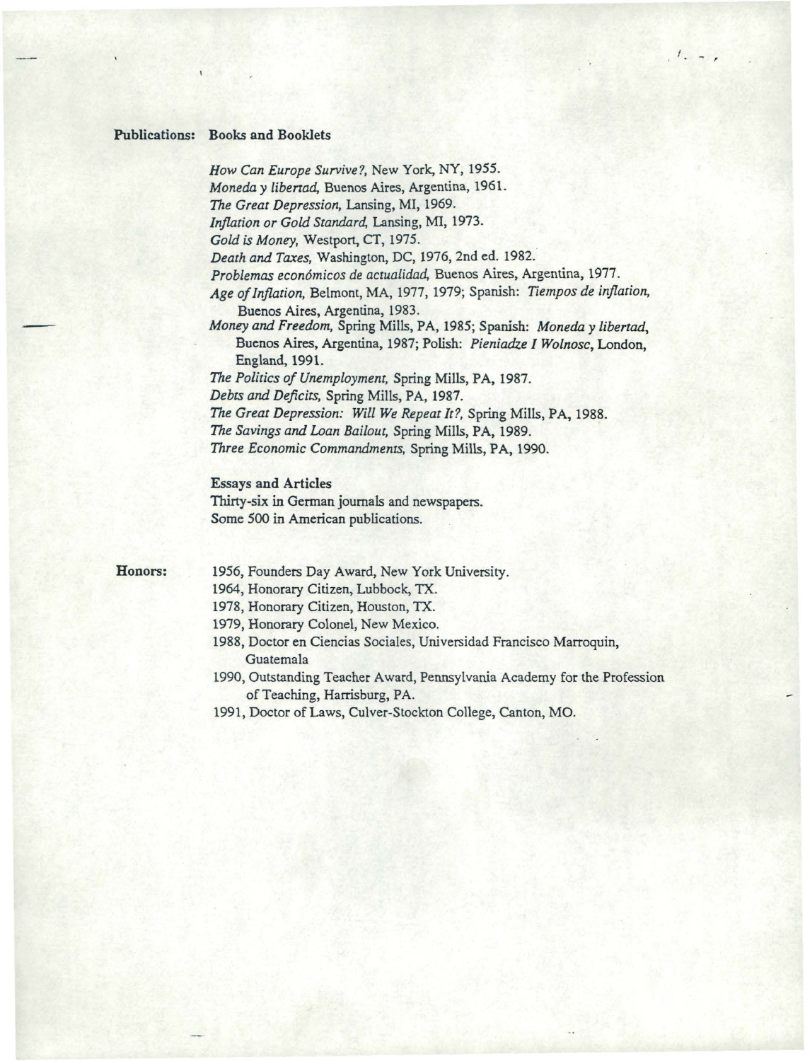**Publications:** **Books and Booklets**

*How Can Europe Survive?*, New York, NY, 1955.
*Moneda y libertad*, Buenos Aires, Argentina, 1961.
*The Great Depression*, Lansing, MI, 1969.
*Inflation or Gold Standard*, Lansing, MI, 1973.
*Gold is Money*, Westport, CT, 1975.
*Death and Taxes*, Washington, DC, 1976, 2nd ed. 1982.
*Problemas económicos de actualidad*, Buenos Aires, Argentina, 1977.
*Age of Inflation*, Belmont, MA, 1977, 1979; Spanish: *Tiempos de inflation*, Buenos Aires, Argentina, 1983.
*Money and Freedom*, Spring Mills, PA, 1985; Spanish: *Moneda y libertad*, Buenos Aires, Argentina, 1987; Polish: *Pieniadze I Wolnosc*, London, England, 1991.
*The Politics of Unemployment*, Spring Mills, PA, 1987.
*Debts and Deficits*, Spring Mills, PA, 1987.
*The Great Depression: Will We Repeat It?*, Spring Mills, PA, 1988.
*The Savings and Loan Bailout*, Spring Mills, PA, 1989.
*Three Economic Commandments*, Spring Mills, PA, 1990.

**Essays and Articles**

Thirty-six in German journals and newspapers.
Some 500 in American publications.

**Honors:**

1956, Founders Day Award, New York University.
1964, Honorary Citizen, Lubbock, TX.
1978, Honorary Citizen, Houston, TX.
1979, Honorary Colonel, New Mexico.
1988, Doctor en Ciencias Sociales, Universidad Francisco Marroquin, Guatemala
1990, Outstanding Teacher Award, Pennsylvania Academy for the Profession of Teaching, Harrisburg, PA.
1991, Doctor of Laws, Culver-Stockton College, Canton, MO.